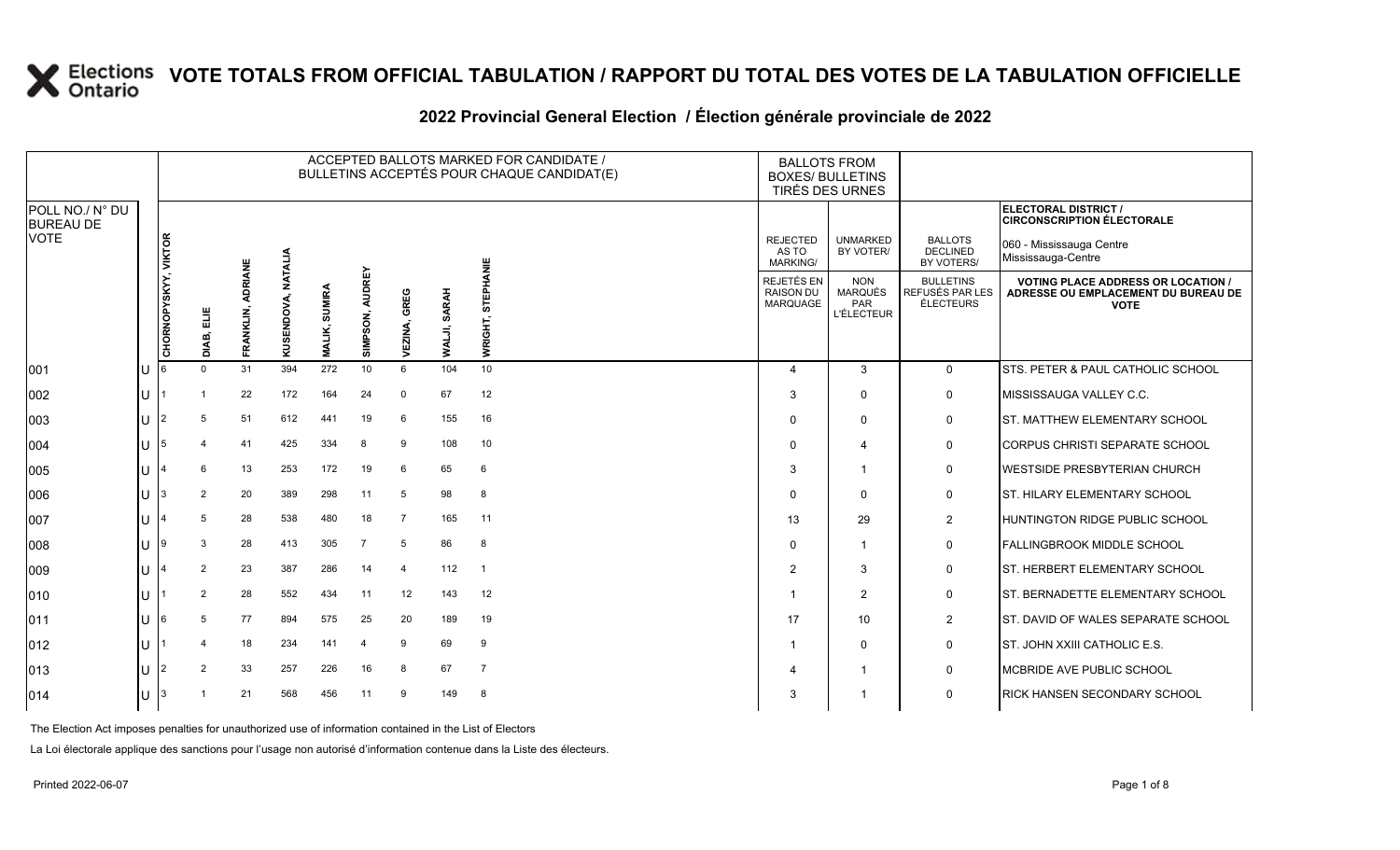# VOTE TOTALS FROM OFFICIAL TABULATION / RAPPORT DU TOTAL DES VOTES DE LA TABULATION OFFICIELLE

## 2022 Provincial General Election / Élection générale provinciale de 2022

| POLL NO./ N° DU BUREAU DE VOTE | | ACCEPTED BALLOTS MARKED FOR CANDIDATE / BULLETINS ACCEPTÉS POUR CHAQUE CANDIDAT(E) | | | | | | | | | BALLOTS FROM BOXES/ BULLETINS TIRÉS DES URNES | | | ELECTORAL DISTRICT / CIRCONSCRIPTION ÉLECTORALE 060 - Mississauga Centre Mississauga-Centre |
|---|---|---|---|---|---|---|---|---|---|---|---|---|---|---|
| | | CHORNOPYSKYY, VIKTOR | DIAB, ELIE | FRANKLIN, ADRIANE | KUSENDOVA, NATALIA | MALIK, SUMIRA | SIMPSON, AUDREY | VEZINA, GREG | WALJI, SARAH | WRIGHT, STEPHANIE | REJECTED AS TO MARKING/ REJETÉS EN RAISON DU MARQUAGE | UNMARKED BY VOTER/ NON MARQUÉS PAR L'ÉLECTEUR | BALLOTS DECLINED BY VOTERS/ BULLETINS REFUSÉS PAR LES ÉLECTEURS | VOTING PLACE ADDRESS OR LOCATION / ADRESSE OU EMPLACEMENT DU BUREAU DE VOTE |
| 001 | U | 6 | 0 | 31 | 394 | 272 | 10 | 6 | 104 | 10 | 4 | 3 | 0 | STS. PETER & PAUL CATHOLIC SCHOOL |
| 002 | U | 1 | 1 | 22 | 172 | 164 | 24 | 0 | 67 | 12 | 3 | 0 | 0 | MISSISSAUGA VALLEY C.C. |
| 003 | U | 2 | 5 | 51 | 612 | 441 | 19 | 6 | 155 | 16 | 0 | 0 | 0 | ST. MATTHEW ELEMENTARY SCHOOL |
| 004 | U | 5 | 4 | 41 | 425 | 334 | 8 | 9 | 108 | 10 | 0 | 4 | 0 | CORPUS CHRISTI SEPARATE SCHOOL |
| 005 | U | 4 | 6 | 13 | 253 | 172 | 19 | 6 | 65 | 6 | 3 | 1 | 0 | WESTSIDE PRESBYTERIAN CHURCH |
| 006 | U | 3 | 2 | 20 | 389 | 298 | 11 | 5 | 98 | 8 | 0 | 0 | 0 | ST. HILARY ELEMENTARY SCHOOL |
| 007 | U | 4 | 5 | 28 | 538 | 480 | 18 | 7 | 165 | 11 | 13 | 29 | 2 | HUNTINGTON RIDGE PUBLIC SCHOOL |
| 008 | U | 9 | 3 | 28 | 413 | 305 | 7 | 5 | 86 | 8 | 0 | 1 | 0 | FALLINGBROOK MIDDLE SCHOOL |
| 009 | U | 4 | 2 | 23 | 387 | 286 | 14 | 4 | 112 | 1 | 2 | 3 | 0 | ST. HERBERT ELEMENTARY SCHOOL |
| 010 | U | 1 | 2 | 28 | 552 | 434 | 11 | 12 | 143 | 12 | 1 | 2 | 0 | ST. BERNADETTE ELEMENTARY SCHOOL |
| 011 | U | 6 | 5 | 77 | 894 | 575 | 25 | 20 | 189 | 19 | 17 | 10 | 2 | ST. DAVID OF WALES SEPARATE SCHOOL |
| 012 | U | 1 | 4 | 18 | 234 | 141 | 4 | 9 | 69 | 9 | 1 | 0 | 0 | ST. JOHN XXIII CATHOLIC E.S. |
| 013 | U | 2 | 2 | 33 | 257 | 226 | 16 | 8 | 67 | 7 | 4 | 1 | 0 | MCBRIDE AVE PUBLIC SCHOOL |
| 014 | U | 3 | 1 | 21 | 568 | 456 | 11 | 9 | 149 | 8 | 3 | 1 | 0 | RICK HANSEN SECONDARY SCHOOL |

The Election Act imposes penalties for unauthorized use of information contained in the List of Electors

La Loi électorale applique des sanctions pour l'usage non autorisé d'information contenue dans la Liste des électeurs.

Printed 2022-06-07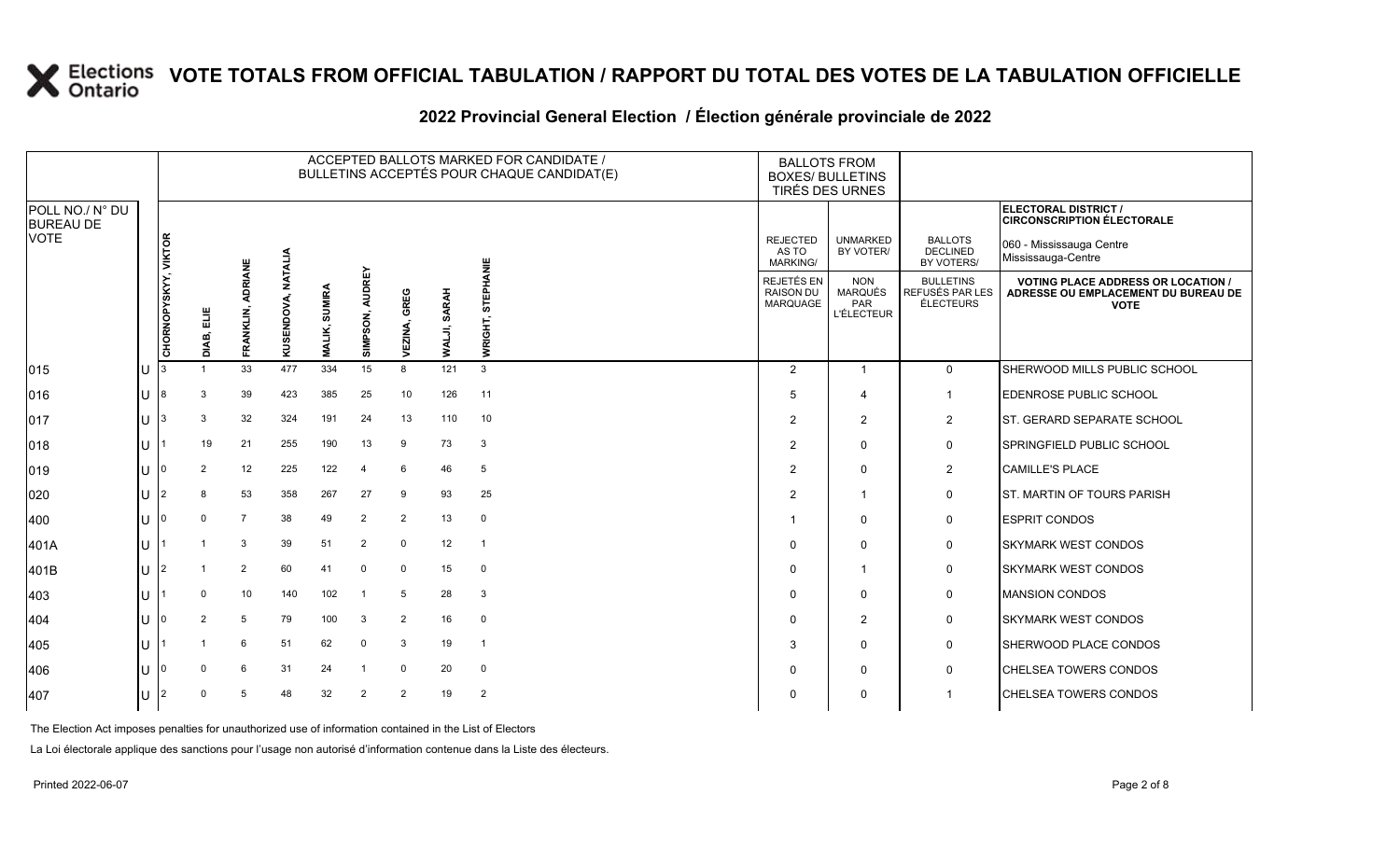# VOTE TOTALS FROM OFFICIAL TABULATION / RAPPORT DU TOTAL DES VOTES DE LA TABULATION OFFICIELLE

## 2022 Provincial General Election / Élection générale provinciale de 2022

ELECTORAL DISTRICT / CIRCONSCRIPTION ÉLECTORALE: 060 - Mississauga Centre / Mississauga-Centre

| POLL NO./ N° DU BUREAU DE VOTE | | ACCEPTED BALLOTS MARKED FOR CANDIDATE / BULLETINS ACCEPTÉS POUR CHAQUE CANDIDAT(E) | | | | | | | | | BALLOTS FROM BOXES/ BULLETINS TIRÉS DES URNES | | | |
|---|---|---|---|---|---|---|---|---|---|---|---|---|---|---|
| | | CHORNOPYSKYY, VIKTOR | DIAB, ELIE | FRANKLIN, ADRIANE | KUSENDOVA, NATALIA | MALIK, SUMIRA | SIMPSON, AUDREY | VEZINA, GREG | WALJI, SARAH | WRIGHT, STEPHANIE | REJECTED AS TO MARKING/ REJETÉS EN RAISON DU MARQUAGE | UNMARKED BY VOTER/ NON MARQUÉS PAR L'ÉLECTEUR | BALLOTS DECLINED BY VOTERS/ BULLETINS REFUSÉS PAR LES ÉLECTEURS | VOTING PLACE ADDRESS OR LOCATION / ADRESSE OU EMPLACEMENT DU BUREAU DE VOTE |
| 015 | U | 3 | 1 | 33 | 477 | 334 | 15 | 8 | 121 | 3 | 2 | 1 | 0 | SHERWOOD MILLS PUBLIC SCHOOL |
| 016 | U | 8 | 3 | 39 | 423 | 385 | 25 | 10 | 126 | 11 | 5 | 4 | 1 | EDENROSE PUBLIC SCHOOL |
| 017 | U | 3 | 3 | 32 | 324 | 191 | 24 | 13 | 110 | 10 | 2 | 2 | 2 | ST. GERARD SEPARATE SCHOOL |
| 018 | U | 1 | 19 | 21 | 255 | 190 | 13 | 9 | 73 | 3 | 2 | 0 | 0 | SPRINGFIELD PUBLIC SCHOOL |
| 019 | U | 0 | 2 | 12 | 225 | 122 | 4 | 6 | 46 | 5 | 2 | 0 | 2 | CAMILLE'S PLACE |
| 020 | U | 2 | 8 | 53 | 358 | 267 | 27 | 9 | 93 | 25 | 2 | 1 | 0 | ST. MARTIN OF TOURS PARISH |
| 400 | U | 0 | 0 | 7 | 38 | 49 | 2 | 2 | 13 | 0 | 1 | 0 | 0 | ESPRIT CONDOS |
| 401A | U | 1 | 1 | 3 | 39 | 51 | 2 | 0 | 12 | 1 | 0 | 0 | 0 | SKYMARK WEST CONDOS |
| 401B | U | 2 | 1 | 2 | 60 | 41 | 0 | 0 | 15 | 0 | 0 | 1 | 0 | SKYMARK WEST CONDOS |
| 403 | U | 1 | 0 | 10 | 140 | 102 | 1 | 5 | 28 | 3 | 0 | 0 | 0 | MANSION CONDOS |
| 404 | U | 0 | 2 | 5 | 79 | 100 | 3 | 2 | 16 | 0 | 0 | 2 | 0 | SKYMARK WEST CONDOS |
| 405 | U | 1 | 1 | 6 | 51 | 62 | 0 | 3 | 19 | 1 | 3 | 0 | 0 | SHERWOOD PLACE CONDOS |
| 406 | U | 0 | 0 | 6 | 31 | 24 | 1 | 0 | 20 | 0 | 0 | 0 | 0 | CHELSEA TOWERS CONDOS |
| 407 | U | 2 | 0 | 5 | 48 | 32 | 2 | 2 | 19 | 2 | 0 | 0 | 1 | CHELSEA TOWERS CONDOS |

The Election Act imposes penalties for unauthorized use of information contained in the List of Electors

La Loi électorale applique des sanctions pour l'usage non autorisé d'information contenue dans la Liste des électeurs.

Printed 2022-06-07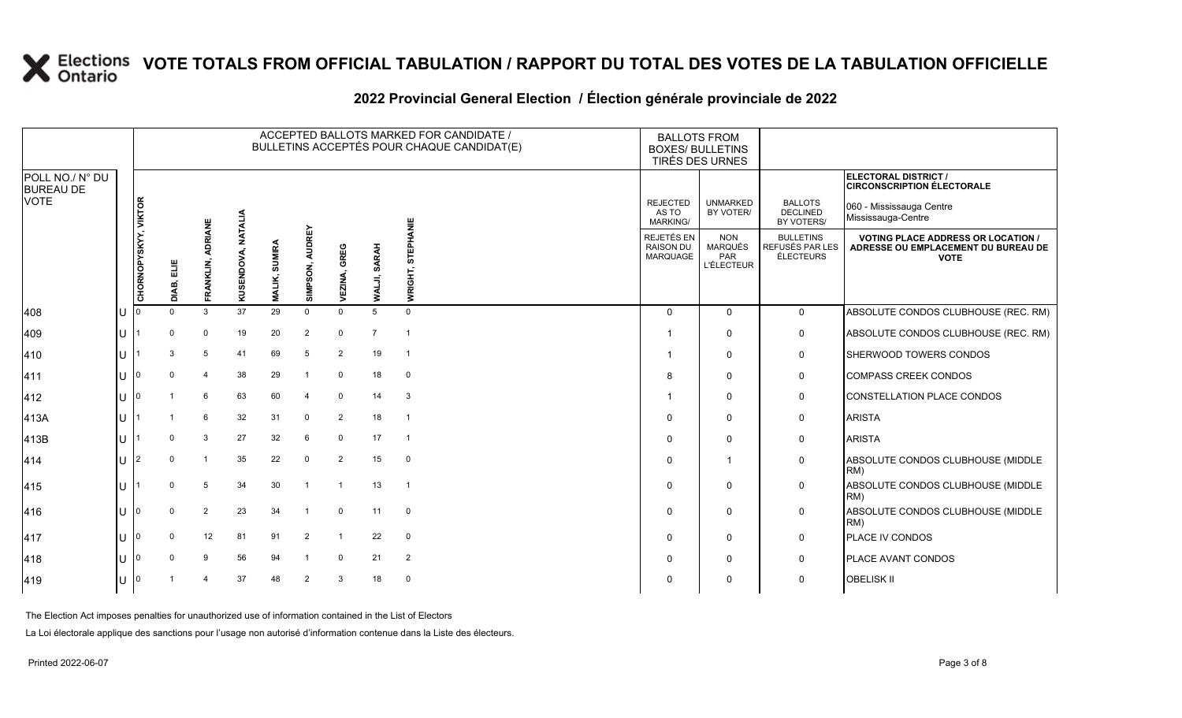# VOTE TOTALS FROM OFFICIAL TABULATION / RAPPORT DU TOTAL DES VOTES DE LA TABULATION OFFICIELLE

## 2022 Provincial General Election / Élection générale provinciale de 2022

ELECTORAL DISTRICT / CIRCONSCRIPTION ÉLECTORALE: 060 - Mississauga Centre / Mississauga-Centre

| POLL NO./ N° DU BUREAU DE VOTE | | ACCEPTED BALLOTS MARKED FOR CANDIDATE / BULLETINS ACCEPTÉS POUR CHAQUE CANDIDAT(E) | | | | | | | | | BALLOTS FROM BOXES/ BULLETINS TIRÉS DES URNES | | | |
|---|---|---|---|---|---|---|---|---|---|---|---|---|---|---|
| | | CHORNOPYSKYY, VIKTOR | DIAB, ELIE | FRANKLIN, ADRIANE | KUSENDOVA, NATALIA | MALIK, SUMIRA | SIMPSON, AUDREY | VEZINA, GREG | WALJI, SARAH | WRIGHT, STEPHANIE | REJECTED AS TO MARKING/ REJETÉS EN RAISON DU MARQUAGE | UNMARKED BY VOTER/ NON MARQUÉS PAR L'ÉLECTEUR | BALLOTS DECLINED BY VOTERS/ BULLETINS REFUSÉS PAR LES ÉLECTEURS | VOTING PLACE ADDRESS OR LOCATION / ADRESSE OU EMPLACEMENT DU BUREAU DE VOTE |
| 408 | U | 0 | 0 | 3 | 37 | 29 | 0 | 0 | 5 | 0 | 0 | 0 | 0 | ABSOLUTE CONDOS CLUBHOUSE (REC. RM) |
| 409 | U | 1 | 0 | 0 | 19 | 20 | 2 | 0 | 7 | 1 | 1 | 0 | 0 | ABSOLUTE CONDOS CLUBHOUSE (REC. RM) |
| 410 | U | 1 | 3 | 5 | 41 | 69 | 5 | 2 | 19 | 1 | 1 | 0 | 0 | SHERWOOD TOWERS CONDOS |
| 411 | U | 0 | 0 | 4 | 38 | 29 | 1 | 0 | 18 | 0 | 8 | 0 | 0 | COMPASS CREEK CONDOS |
| 412 | U | 0 | 1 | 6 | 63 | 60 | 4 | 0 | 14 | 3 | 1 | 0 | 0 | CONSTELLATION PLACE CONDOS |
| 413A | U | 1 | 1 | 6 | 32 | 31 | 0 | 2 | 18 | 1 | 0 | 0 | 0 | ARISTA |
| 413B | U | 1 | 0 | 3 | 27 | 32 | 6 | 0 | 17 | 1 | 0 | 0 | 0 | ARISTA |
| 414 | U | 2 | 0 | 1 | 35 | 22 | 0 | 2 | 15 | 0 | 0 | 1 | 0 | ABSOLUTE CONDOS CLUBHOUSE (MIDDLE RM) |
| 415 | U | 1 | 0 | 5 | 34 | 30 | 1 | 1 | 13 | 1 | 0 | 0 | 0 | ABSOLUTE CONDOS CLUBHOUSE (MIDDLE RM) |
| 416 | U | 0 | 0 | 2 | 23 | 34 | 1 | 0 | 11 | 0 | 0 | 0 | 0 | ABSOLUTE CONDOS CLUBHOUSE (MIDDLE RM) |
| 417 | U | 0 | 0 | 12 | 81 | 91 | 2 | 1 | 22 | 0 | 0 | 0 | 0 | PLACE IV CONDOS |
| 418 | U | 0 | 0 | 9 | 56 | 94 | 1 | 0 | 21 | 2 | 0 | 0 | 0 | PLACE AVANT CONDOS |
| 419 | U | 0 | 1 | 4 | 37 | 48 | 2 | 3 | 18 | 0 | 0 | 0 | 0 | OBELISK II |

The Election Act imposes penalties for unauthorized use of information contained in the List of Electors

La Loi électorale applique des sanctions pour l'usage non autorisé d'information contenue dans la Liste des électeurs.

Printed 2022-06-07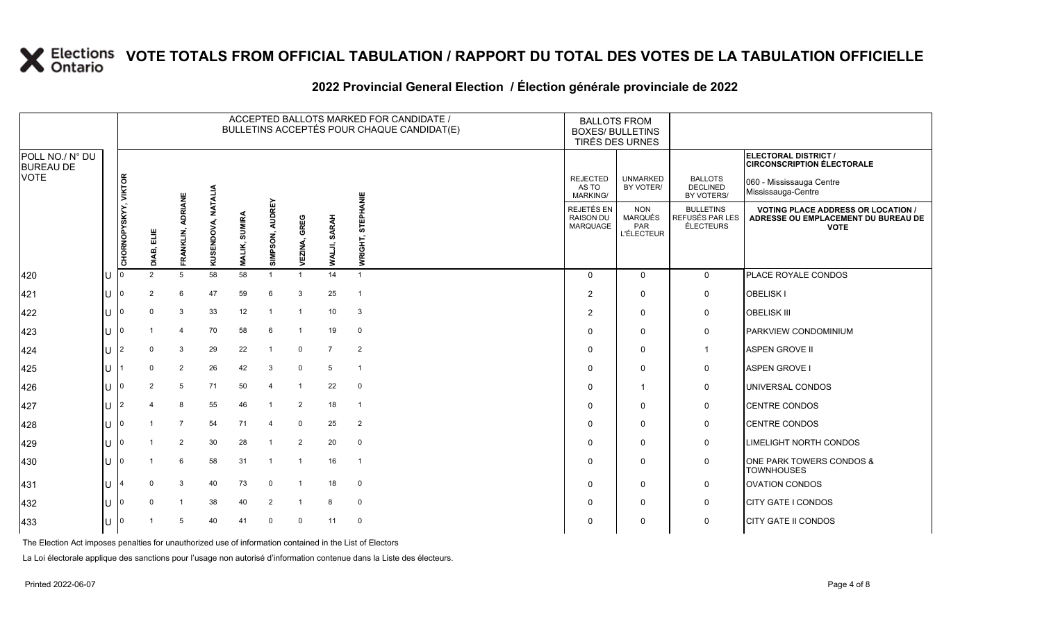# VOTE TOTALS FROM OFFICIAL TABULATION / RAPPORT DU TOTAL DES VOTES DE LA TABULATION OFFICIELLE

## 2022 Provincial General Election / Élection générale provinciale de 2022

ELECTORAL DISTRICT / CIRCONSCRIPTION ÉLECTORALE: 060 - Mississauga Centre / Mississauga-Centre

| POLL NO./ N° DU BUREAU DE VOTE | | CHORNOPYSKYY, VIKTOR | DIAB, ELIE | FRANKLIN, ADRIANE | KUSENDOVA, NATALIA | MALIK, SUMIRA | SIMPSON, AUDREY | VEZINA, GREG | WALJI, SARAH | WRIGHT, STEPHANIE | REJECTED AS TO MARKING/ REJETÉS EN RAISON DU MARQUAGE | UNMARKED BY VOTER/ NON MARQUÉS PAR L'ÉLECTEUR | BALLOTS DECLINED BY VOTERS/ BULLETINS REFUSÉS PAR LES ÉLECTEURS | VOTING PLACE ADDRESS OR LOCATION / ADRESSE OU EMPLACEMENT DU BUREAU DE VOTE |
|---|---|---|---|---|---|---|---|---|---|---|---|---|---|---|
| 420 | U | 0 | 2 | 5 | 58 | 58 | 1 | 1 | 14 | 1 | 0 | 0 | 0 | PLACE ROYALE CONDOS |
| 421 | U | 0 | 2 | 6 | 47 | 59 | 6 | 3 | 25 | 1 | 2 | 0 | 0 | OBELISK I |
| 422 | U | 0 | 0 | 3 | 33 | 12 | 1 | 1 | 10 | 3 | 2 | 0 | 0 | OBELISK III |
| 423 | U | 0 | 1 | 4 | 70 | 58 | 6 | 1 | 19 | 0 | 0 | 0 | 0 | PARKVIEW CONDOMINIUM |
| 424 | U | 2 | 0 | 3 | 29 | 22 | 1 | 0 | 7 | 2 | 0 | 0 | 1 | ASPEN GROVE II |
| 425 | U | 1 | 0 | 2 | 26 | 42 | 3 | 0 | 5 | 1 | 0 | 0 | 0 | ASPEN GROVE I |
| 426 | U | 0 | 2 | 5 | 71 | 50 | 4 | 1 | 22 | 0 | 0 | 1 | 0 | UNIVERSAL CONDOS |
| 427 | U | 2 | 4 | 8 | 55 | 46 | 1 | 2 | 18 | 1 | 0 | 0 | 0 | CENTRE CONDOS |
| 428 | U | 0 | 1 | 7 | 54 | 71 | 4 | 0 | 25 | 2 | 0 | 0 | 0 | CENTRE CONDOS |
| 429 | U | 0 | 1 | 2 | 30 | 28 | 1 | 2 | 20 | 0 | 0 | 0 | 0 | LIMELIGHT NORTH CONDOS |
| 430 | U | 0 | 1 | 6 | 58 | 31 | 1 | 1 | 16 | 1 | 0 | 0 | 0 | ONE PARK TOWERS CONDOS & TOWNHOUSES |
| 431 | U | 4 | 0 | 3 | 40 | 73 | 0 | 1 | 18 | 0 | 0 | 0 | 0 | OVATION CONDOS |
| 432 | U | 0 | 0 | 1 | 38 | 40 | 2 | 1 | 8 | 0 | 0 | 0 | 0 | CITY GATE I CONDOS |
| 433 | U | 0 | 1 | 5 | 40 | 41 | 0 | 0 | 11 | 0 | 0 | 0 | 0 | CITY GATE II CONDOS |

The Election Act imposes penalties for unauthorized use of information contained in the List of Electors

La Loi électorale applique des sanctions pour l'usage non autorisé d'information contenue dans la Liste des électeurs.

Printed 2022-06-07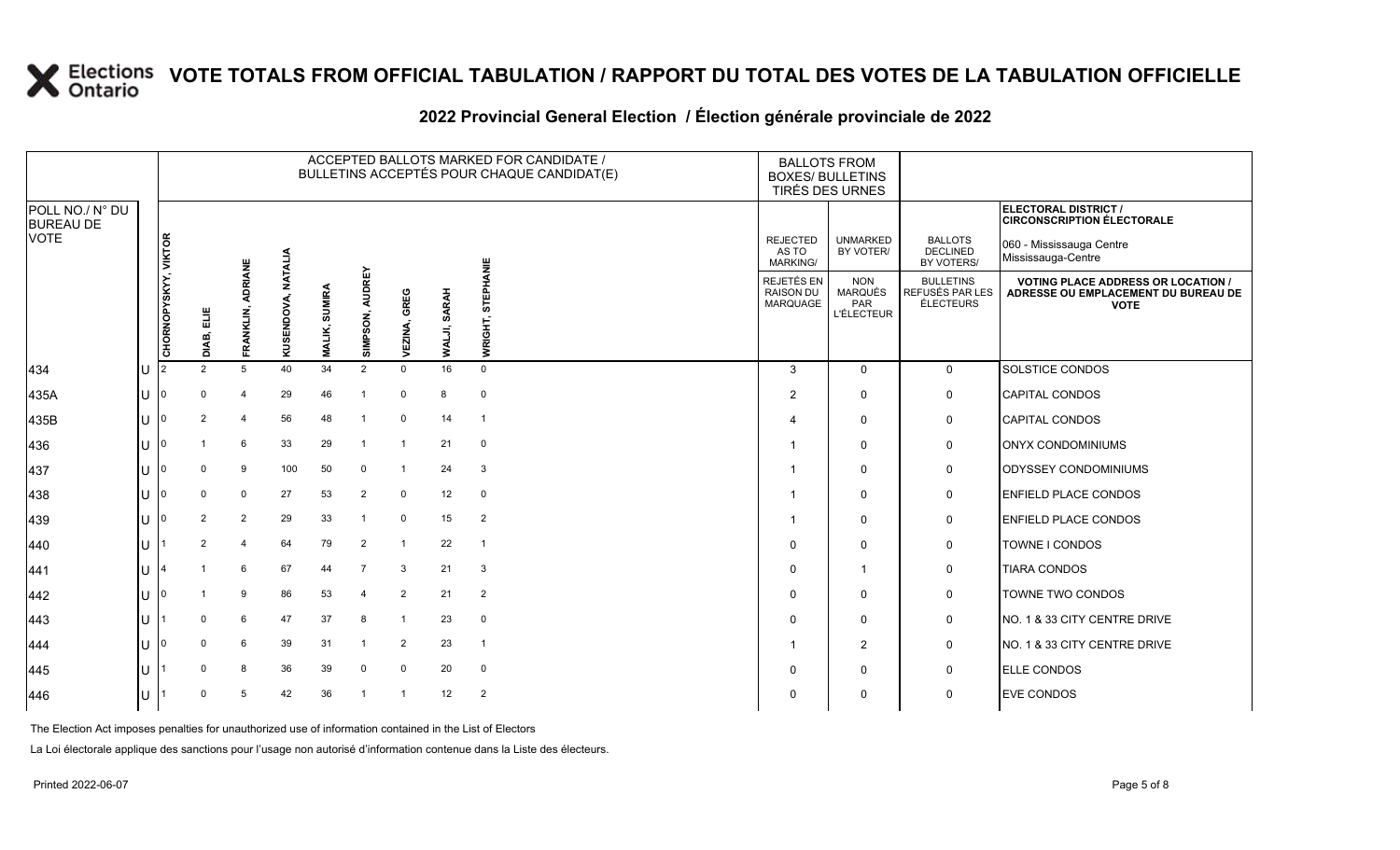# VOTE TOTALS FROM OFFICIAL TABULATION / RAPPORT DU TOTAL DES VOTES DE LA TABULATION OFFICIELLE

## 2022 Provincial General Election / Élection générale provinciale de 2022

| POLL NO./ N° DU BUREAU DE VOTE | | ACCEPTED BALLOTS MARKED FOR CANDIDATE / BULLETINS ACCEPTÉS POUR CHAQUE CANDIDAT(E) | | | | | | | | | BALLOTS FROM BOXES/ BULLETINS TIRÉS DES URNES | | | ELECTORAL DISTRICT / CIRCONSCRIPTION ÉLECTORALE 060 - Mississauga Centre Mississauga-Centre |
|---|---|---|---|---|---|---|---|---|---|---|---|---|---|---|
| | | CHORNOPYSKYY, VIKTOR | DIAB, ELIE | FRANKLIN, ADRIANE | KUSENDOVA, NATALIA | MALIK, SUMIRA | SIMPSON, AUDREY | VEZINA, GREG | WALJI, SARAH | WRIGHT, STEPHANIE | REJECTED AS TO MARKING/ REJETÉS EN RAISON DU MARQUAGE | UNMARKED BY VOTER/ NON MARQUÉS PAR L'ÉLECTEUR | BALLOTS DECLINED BY VOTERS/ BULLETINS REFUSÉS PAR LES ÉLECTEURS | VOTING PLACE ADDRESS OR LOCATION / ADRESSE OU EMPLACEMENT DU BUREAU DE VOTE |
| 434 | U | 2 | 2 | 5 | 40 | 34 | 2 | 0 | 16 | 0 | 3 | 0 | 0 | SOLSTICE CONDOS |
| 435A | U | 0 | 0 | 4 | 29 | 46 | 1 | 0 | 8 | 0 | 2 | 0 | 0 | CAPITAL CONDOS |
| 435B | U | 0 | 2 | 4 | 56 | 48 | 1 | 0 | 14 | 1 | 4 | 0 | 0 | CAPITAL CONDOS |
| 436 | U | 0 | 1 | 6 | 33 | 29 | 1 | 1 | 21 | 0 | 1 | 0 | 0 | ONYX CONDOMINIUMS |
| 437 | U | 0 | 0 | 9 | 100 | 50 | 0 | 1 | 24 | 3 | 1 | 0 | 0 | ODYSSEY CONDOMINIUMS |
| 438 | U | 0 | 0 | 0 | 27 | 53 | 2 | 0 | 12 | 0 | 1 | 0 | 0 | ENFIELD PLACE CONDOS |
| 439 | U | 0 | 2 | 2 | 29 | 33 | 1 | 0 | 15 | 2 | 1 | 0 | 0 | ENFIELD PLACE CONDOS |
| 440 | U | 1 | 2 | 4 | 64 | 79 | 2 | 1 | 22 | 1 | 0 | 0 | 0 | TOWNE I CONDOS |
| 441 | U | 4 | 1 | 6 | 67 | 44 | 7 | 3 | 21 | 3 | 0 | 1 | 0 | TIARA CONDOS |
| 442 | U | 0 | 1 | 9 | 86 | 53 | 4 | 2 | 21 | 2 | 0 | 0 | 0 | TOWNE TWO CONDOS |
| 443 | U | 1 | 0 | 6 | 47 | 37 | 8 | 1 | 23 | 0 | 0 | 0 | 0 | NO. 1 & 33 CITY CENTRE DRIVE |
| 444 | U | 0 | 0 | 6 | 39 | 31 | 1 | 2 | 23 | 1 | 1 | 2 | 0 | NO. 1 & 33 CITY CENTRE DRIVE |
| 445 | U | 1 | 0 | 8 | 36 | 39 | 0 | 0 | 20 | 0 | 0 | 0 | 0 | ELLE CONDOS |
| 446 | U | 1 | 0 | 5 | 42 | 36 | 1 | 1 | 12 | 2 | 0 | 0 | 0 | EVE CONDOS |

The Election Act imposes penalties for unauthorized use of information contained in the List of Electors

La Loi électorale applique des sanctions pour l'usage non autorisé d'information contenue dans la Liste des électeurs.

Printed 2022-06-07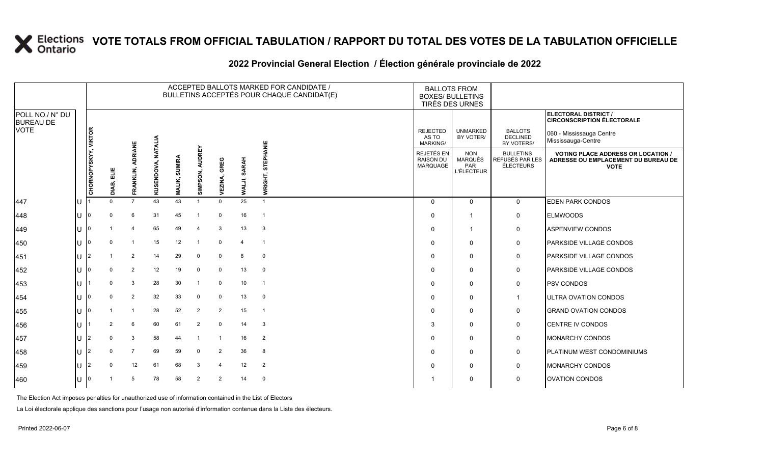# VOTE TOTALS FROM OFFICIAL TABULATION / RAPPORT DU TOTAL DES VOTES DE LA TABULATION OFFICIELLE

## 2022 Provincial General Election / Élection générale provinciale de 2022

ELECTORAL DISTRICT / CIRCONSCRIPTION ÉLECTORALE: 060 - Mississauga Centre / Mississauga-Centre

| POLL NO./ N° DU BUREAU DE VOTE | | ACCEPTED BALLOTS MARKED FOR CANDIDATE / BULLETINS ACCEPTÉS POUR CHAQUE CANDIDAT(E) | | | | | | | | | BALLOTS FROM BOXES/ BULLETINS TIRÉS DES URNES | | | |
|---|---|---|---|---|---|---|---|---|---|---|---|---|---|---|
| | | CHORNOPYSKYY, VIKTOR | DIAB, ELIE | FRANKLIN, ADRIANE | KUSENDOVA, NATALIA | MALIK, SUMIRA | SIMPSON, AUDREY | VEZINA, GREG | WALJI, SARAH | WRIGHT, STEPHANIE | REJECTED AS TO MARKING/ REJETÉS EN RAISON DU MARQUAGE | UNMARKED BY VOTER/ NON MARQUÉS PAR L'ÉLECTEUR | BALLOTS DECLINED BY VOTERS/ BULLETINS REFUSÉS PAR LES ÉLECTEURS | VOTING PLACE ADDRESS OR LOCATION / ADRESSE OU EMPLACEMENT DU BUREAU DE VOTE |
| 447 | U | 1 | 0 | 7 | 43 | 43 | 1 | 0 | 25 | 1 | 0 | 0 | 0 | EDEN PARK CONDOS |
| 448 | U | 0 | 0 | 6 | 31 | 45 | 1 | 0 | 16 | 1 | 0 | 1 | 0 | ELMWOODS |
| 449 | U | 0 | 1 | 4 | 65 | 49 | 4 | 3 | 13 | 3 | 0 | 1 | 0 | ASPENVIEW CONDOS |
| 450 | U | 0 | 0 | 1 | 15 | 12 | 1 | 0 | 4 | 1 | 0 | 0 | 0 | PARKSIDE VILLAGE CONDOS |
| 451 | U | 2 | 1 | 2 | 14 | 29 | 0 | 0 | 8 | 0 | 0 | 0 | 0 | PARKSIDE VILLAGE CONDOS |
| 452 | U | 0 | 0 | 2 | 12 | 19 | 0 | 0 | 13 | 0 | 0 | 0 | 0 | PARKSIDE VILLAGE CONDOS |
| 453 | U | 1 | 0 | 3 | 28 | 30 | 1 | 0 | 10 | 1 | 0 | 0 | 0 | PSV CONDOS |
| 454 | U | 0 | 0 | 2 | 32 | 33 | 0 | 0 | 13 | 0 | 0 | 0 | 1 | ULTRA OVATION CONDOS |
| 455 | U | 0 | 1 | 1 | 28 | 52 | 2 | 2 | 15 | 1 | 0 | 0 | 0 | GRAND OVATION CONDOS |
| 456 | U | 1 | 2 | 6 | 60 | 61 | 2 | 0 | 14 | 3 | 3 | 0 | 0 | CENTRE IV CONDOS |
| 457 | U | 2 | 0 | 3 | 58 | 44 | 1 | 1 | 16 | 2 | 0 | 0 | 0 | MONARCHY CONDOS |
| 458 | U | 2 | 0 | 7 | 69 | 59 | 0 | 2 | 36 | 8 | 0 | 0 | 0 | PLATINUM WEST CONDOMINIUMS |
| 459 | U | 2 | 0 | 12 | 61 | 68 | 3 | 4 | 12 | 2 | 0 | 0 | 0 | MONARCHY CONDOS |
| 460 | U | 0 | 1 | 5 | 78 | 58 | 2 | 2 | 14 | 0 | 1 | 0 | 0 | OVATION CONDOS |

The Election Act imposes penalties for unauthorized use of information contained in the List of Electors

La Loi électorale applique des sanctions pour l'usage non autorisé d'information contenue dans la Liste des électeurs.

Printed 2022-06-07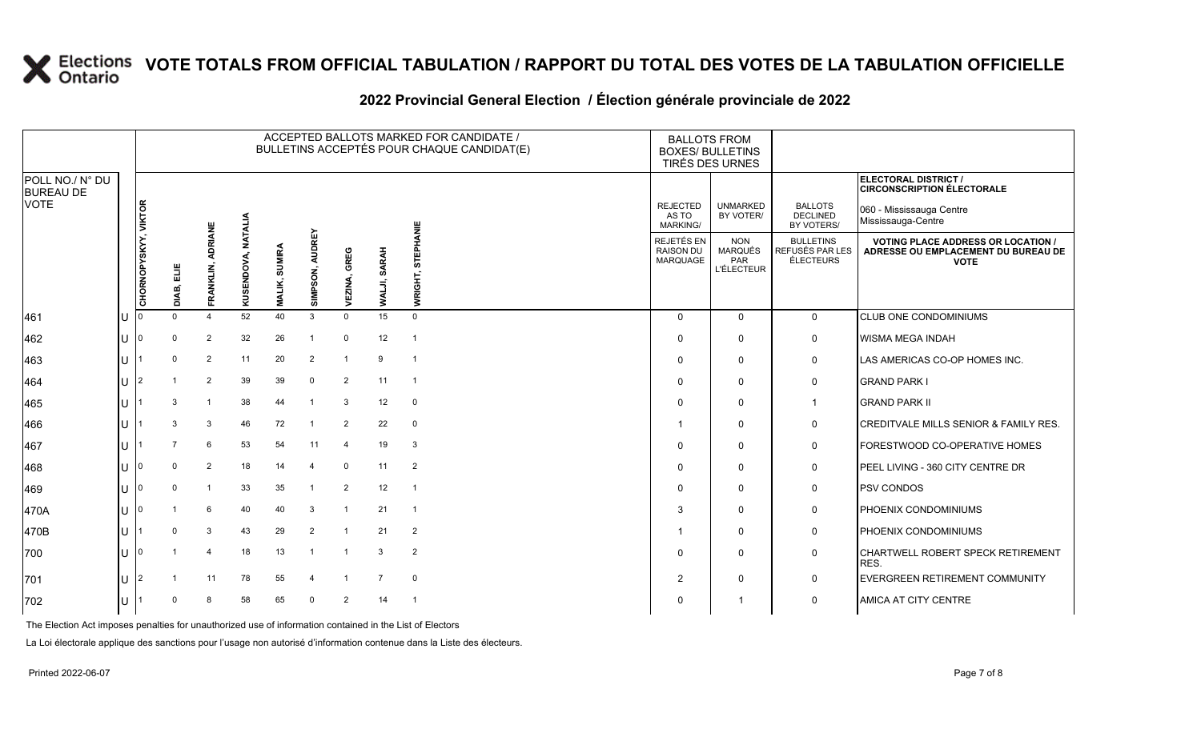# VOTE TOTALS FROM OFFICIAL TABULATION / RAPPORT DU TOTAL DES VOTES DE LA TABULATION OFFICIELLE

## 2022 Provincial General Election / Élection générale provinciale de 2022

ELECTORAL DISTRICT / CIRCONSCRIPTION ÉLECTORALE: 060 - Mississauga Centre / Mississauga-Centre

| POLL NO./ N° DU BUREAU DE VOTE | | CHORNOPYSKYY, VIKTOR | DIAB, ELIE | FRANKLIN, ADRIANE | KUSENDOVA, NATALIA | MALIK, SUMIRA | SIMPSON, AUDREY | VEZINA, GREG | WALJI, SARAH | WRIGHT, STEPHANIE | REJECTED AS TO MARKING/ REJETÉS EN RAISON DU MARQUAGE | UNMARKED BY VOTER/ NON MARQUÉS PAR L'ÉLECTEUR | BALLOTS DECLINED BY VOTERS/ BULLETINS REFUSÉS PAR LES ÉLECTEURS | VOTING PLACE ADDRESS OR LOCATION / ADRESSE OU EMPLACEMENT DU BUREAU DE VOTE |
|---|---|---|---|---|---|---|---|---|---|---|---|---|---|---|
| 461 | U | 0 | 0 | 4 | 52 | 40 | 3 | 0 | 15 | 0 | 0 | 0 | 0 | CLUB ONE CONDOMINIUMS |
| 462 | U | 0 | 0 | 2 | 32 | 26 | 1 | 0 | 12 | 1 | 0 | 0 | 0 | WISMA MEGA INDAH |
| 463 | U | 1 | 0 | 2 | 11 | 20 | 2 | 1 | 9 | 1 | 0 | 0 | 0 | LAS AMERICAS CO-OP HOMES INC. |
| 464 | U | 2 | 1 | 2 | 39 | 39 | 0 | 2 | 11 | 1 | 0 | 0 | 0 | GRAND PARK I |
| 465 | U | 1 | 3 | 1 | 38 | 44 | 1 | 3 | 12 | 0 | 0 | 0 | 1 | GRAND PARK II |
| 466 | U | 1 | 3 | 3 | 46 | 72 | 1 | 2 | 22 | 0 | 1 | 0 | 0 | CREDITVALE MILLS SENIOR & FAMILY RES. |
| 467 | U | 1 | 7 | 6 | 53 | 54 | 11 | 4 | 19 | 3 | 0 | 0 | 0 | FORESTWOOD CO-OPERATIVE HOMES |
| 468 | U | 0 | 0 | 2 | 18 | 14 | 4 | 0 | 11 | 2 | 0 | 0 | 0 | PEEL LIVING - 360 CITY CENTRE DR |
| 469 | U | 0 | 0 | 1 | 33 | 35 | 1 | 2 | 12 | 1 | 0 | 0 | 0 | PSV CONDOS |
| 470A | U | 0 | 1 | 6 | 40 | 40 | 3 | 1 | 21 | 1 | 3 | 0 | 0 | PHOENIX CONDOMINIUMS |
| 470B | U | 1 | 0 | 3 | 43 | 29 | 2 | 1 | 21 | 2 | 1 | 0 | 0 | PHOENIX CONDOMINIUMS |
| 700 | U | 0 | 1 | 4 | 18 | 13 | 1 | 1 | 3 | 2 | 0 | 0 | 0 | CHARTWELL ROBERT SPECK RETIREMENT RES. |
| 701 | U | 2 | 1 | 11 | 78 | 55 | 4 | 1 | 7 | 0 | 2 | 0 | 0 | EVERGREEN RETIREMENT COMMUNITY |
| 702 | U | 1 | 0 | 8 | 58 | 65 | 0 | 2 | 14 | 1 | 0 | 1 | 0 | AMICA AT CITY CENTRE |

The Election Act imposes penalties for unauthorized use of information contained in the List of Electors

La Loi électorale applique des sanctions pour l'usage non autorisé d'information contenue dans la Liste des électeurs.

Printed 2022-06-07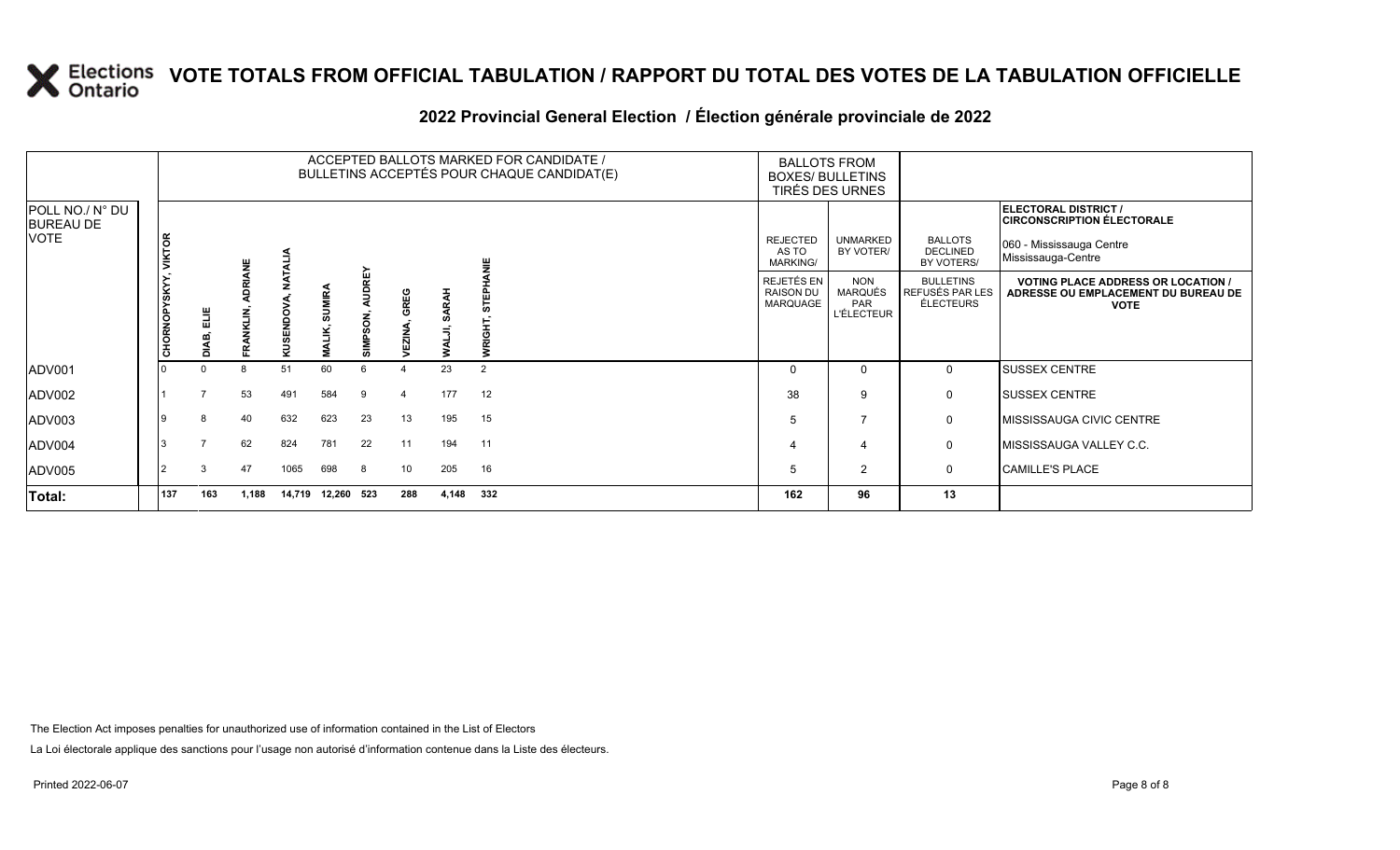# VOTE TOTALS FROM OFFICIAL TABULATION / RAPPORT DU TOTAL DES VOTES DE LA TABULATION OFFICIELLE

## 2022 Provincial General Election / Élection générale provinciale de 2022

**ELECTORAL DISTRICT / CIRCONSCRIPTION ÉLECTORALE**
060 - Mississauga Centre
Mississauga-Centre

| POLL NO./ N° DU BUREAU DE VOTE | CHORNOPYSKYY, VIKTOR | DIAB, ELIE | FRANKLIN, ADRIANE | KUSENDOVA, NATALIA | MALIK, SUMIRA | SIMPSON, AUDREY | VEZINA, GREG | WALJI, SARAH | WRIGHT, STEPHANIE | REJECTED AS TO MARKING/ REJETÉS EN RAISON DU MARQUAGE | UNMARKED BY VOTER/ NON MARQUÉS PAR L'ÉLECTEUR | BALLOTS DECLINED BY VOTERS/ BULLETINS REFUSÉS PAR LES ÉLECTEURS | VOTING PLACE ADDRESS OR LOCATION / ADRESSE OU EMPLACEMENT DU BUREAU DE VOTE |
|---|---|---|---|---|---|---|---|---|---|---|---|---|---|
| ADV001 | 0 | 0 | 8 | 51 | 60 | 6 | 4 | 23 | 2 | 0 | 0 | 0 | SUSSEX CENTRE |
| ADV002 | 1 | 7 | 53 | 491 | 584 | 9 | 4 | 177 | 12 | 38 | 9 | 0 | SUSSEX CENTRE |
| ADV003 | 9 | 8 | 40 | 632 | 623 | 23 | 13 | 195 | 15 | 5 | 7 | 0 | MISSISSAUGA CIVIC CENTRE |
| ADV004 | 3 | 7 | 62 | 824 | 781 | 22 | 11 | 194 | 11 | 4 | 4 | 0 | MISSISSAUGA VALLEY C.C. |
| ADV005 | 2 | 3 | 47 | 1065 | 698 | 8 | 10 | 205 | 16 | 5 | 2 | 0 | CAMILLE'S PLACE |
| **Total:** | 137 | 163 | 1,188 | 14,719 | 12,260 | 523 | 288 | 4,148 | 332 | 162 | 96 | 13 | |

The Election Act imposes penalties for unauthorized use of information contained in the List of Electors

La Loi électorale applique des sanctions pour l'usage non autorisé d'information contenue dans la Liste des électeurs.

Printed 2022-06-07